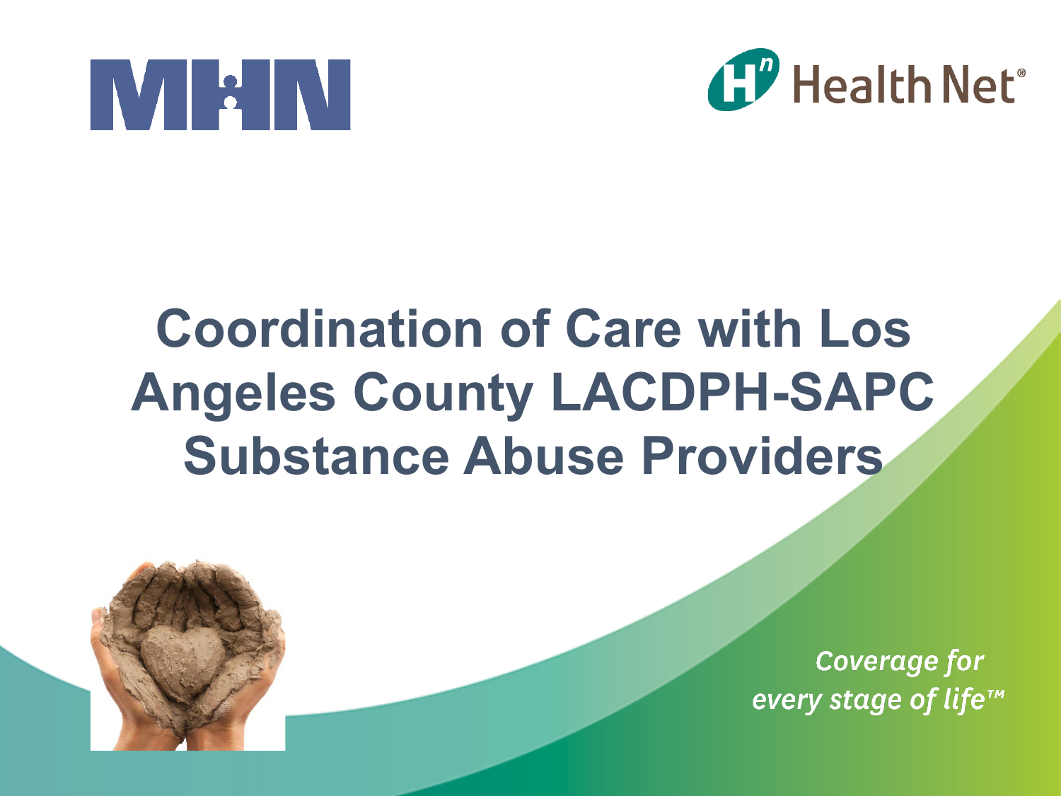MHN

Health Net®

# Coordination of Care with Los Angeles County LACDPH-SAPC Substance Abuse Providers

*Coverage for every stage of life™*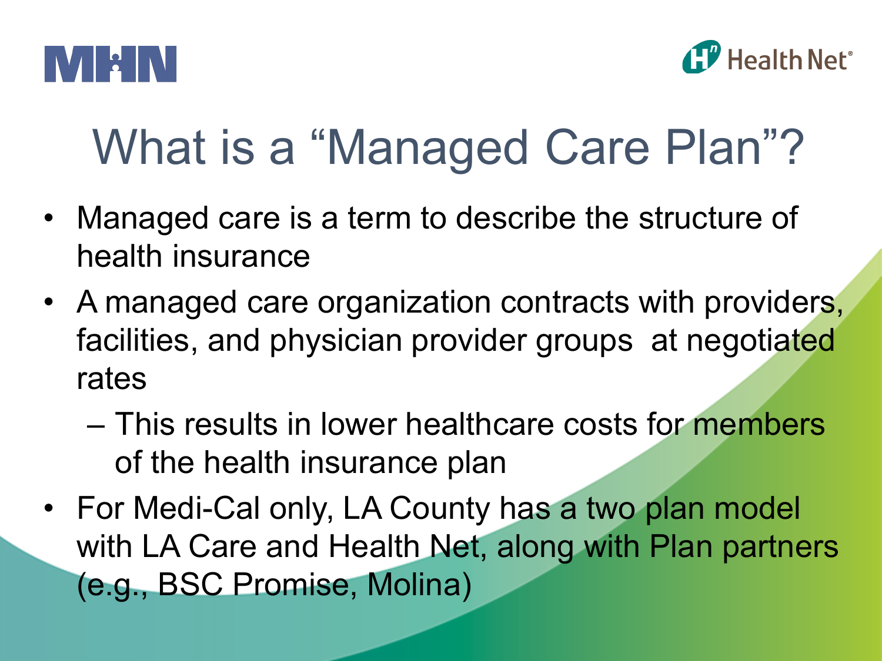# What is a "Managed Care Plan"?

- Managed care is a term to describe the structure of health insurance
- A managed care organization contracts with providers, facilities, and physician provider groups at negotiated rates
  - This results in lower healthcare costs for members of the health insurance plan
- For Medi-Cal only, LA County has a two plan model with LA Care and Health Net, along with Plan partners (e.g., BSC Promise, Molina)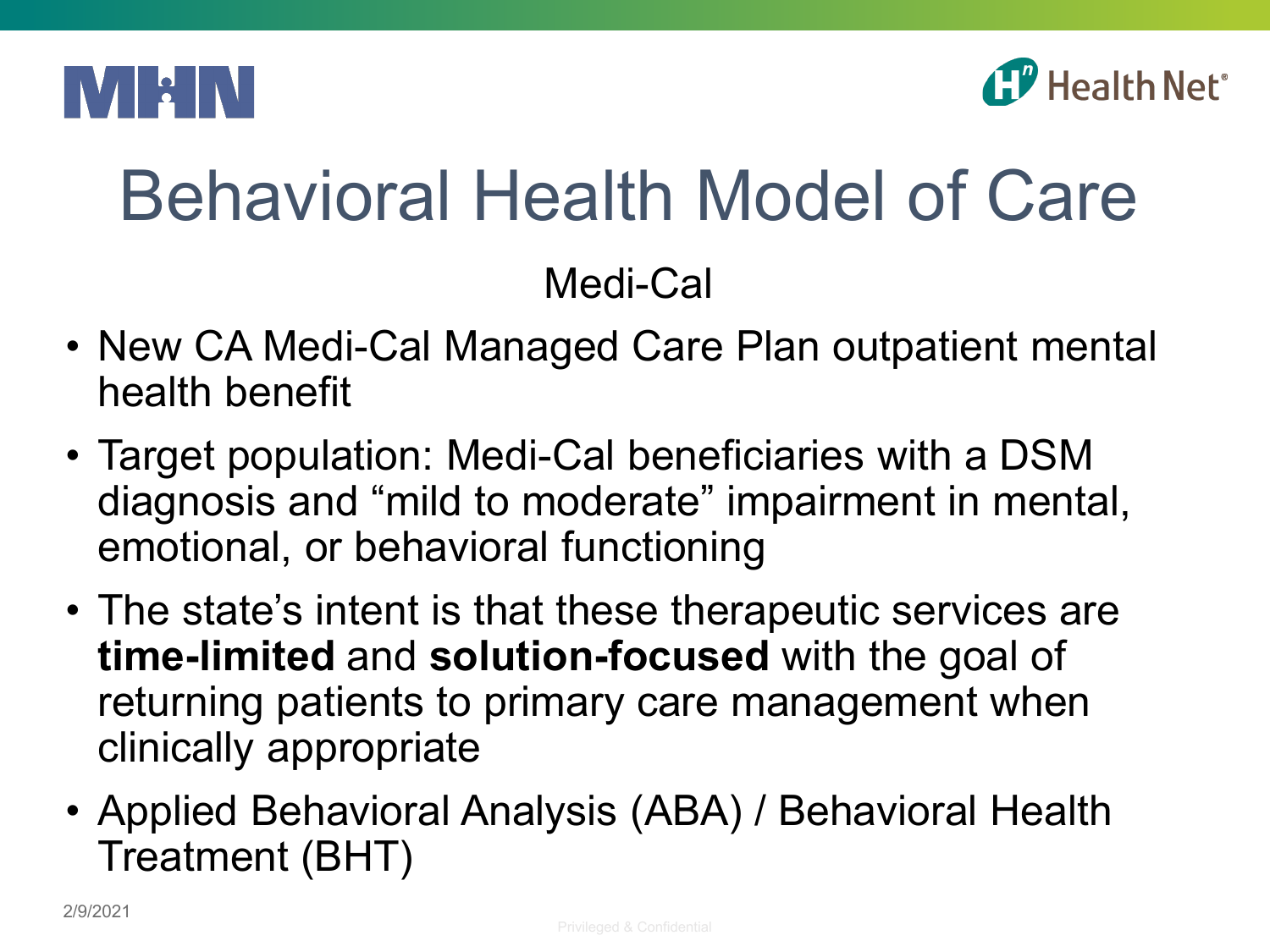# Behavioral Health Model of Care

Medi-Cal

- New CA Medi-Cal Managed Care Plan outpatient mental health benefit
- Target population: Medi-Cal beneficiaries with a DSM diagnosis and “mild to moderate” impairment in mental, emotional, or behavioral functioning
- The state’s intent is that these therapeutic services are **time-limited** and **solution-focused** with the goal of returning patients to primary care management when clinically appropriate
- Applied Behavioral Analysis (ABA) / Behavioral Health Treatment (BHT)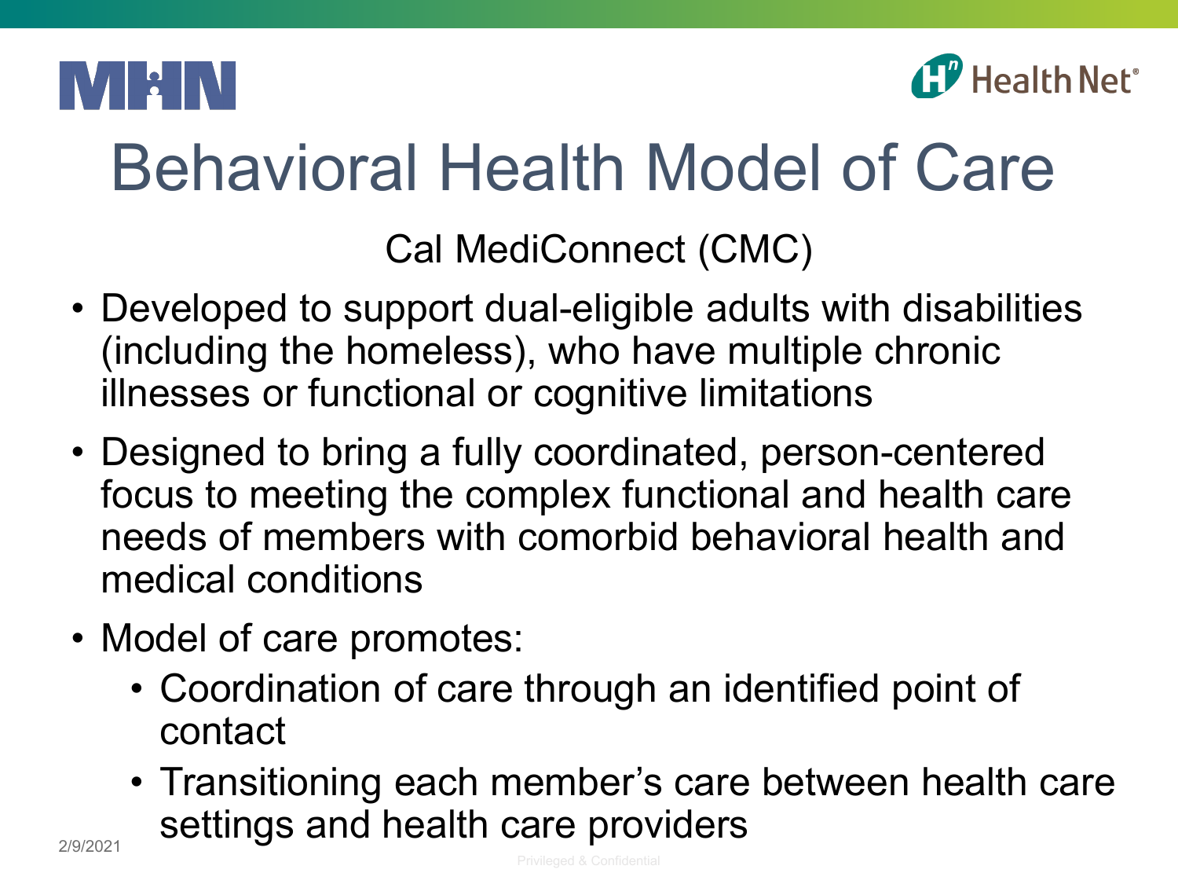# Behavioral Health Model of Care

## Cal MediConnect (CMC)

- Developed to support dual-eligible adults with disabilities (including the homeless), who have multiple chronic illnesses or functional or cognitive limitations
- Designed to bring a fully coordinated, person-centered focus to meeting the complex functional and health care needs of members with comorbid behavioral health and medical conditions
- Model of care promotes:
  - Coordination of care through an identified point of contact
  - Transitioning each member's care between health care settings and health care providers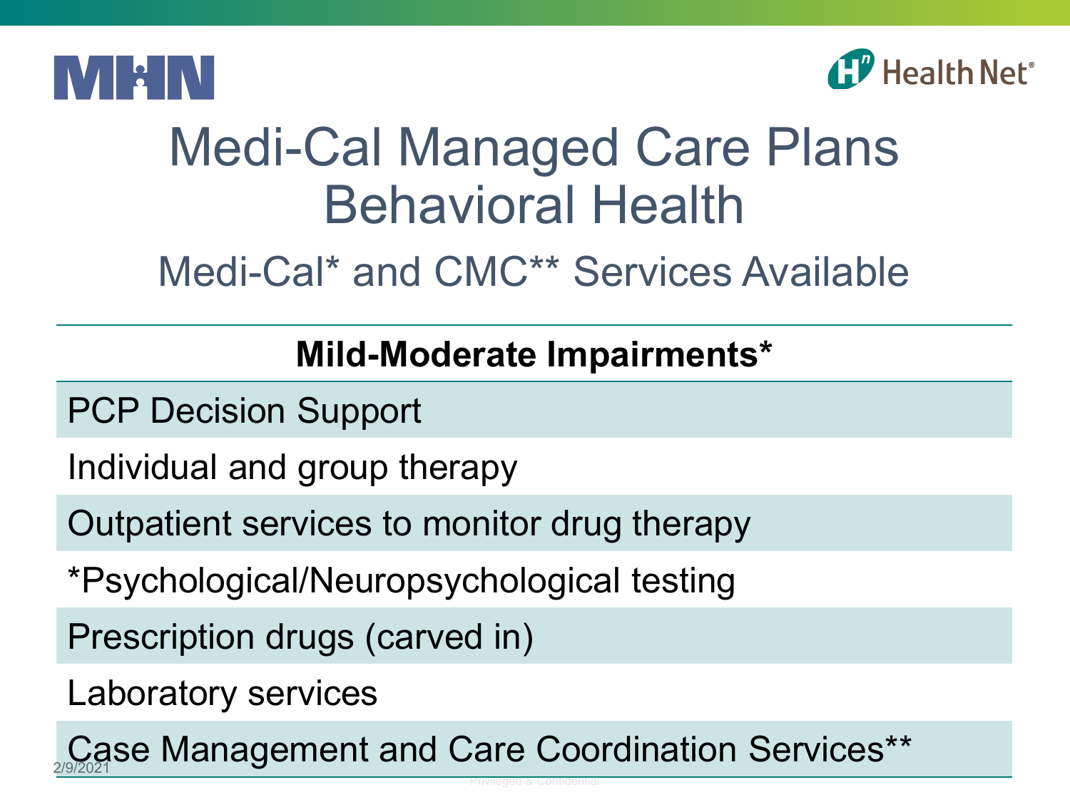# Medi-Cal Managed Care Plans Behavioral Health

## Medi-Cal* and CMC** Services Available

| Mild-Moderate Impairments* |
| --- |
| PCP Decision Support |
| Individual and group therapy |
| Outpatient services to monitor drug therapy |
| *Psychological/Neuropsychological testing |
| Prescription drugs (carved in) |
| Laboratory services |
| Case Management and Care Coordination Services** |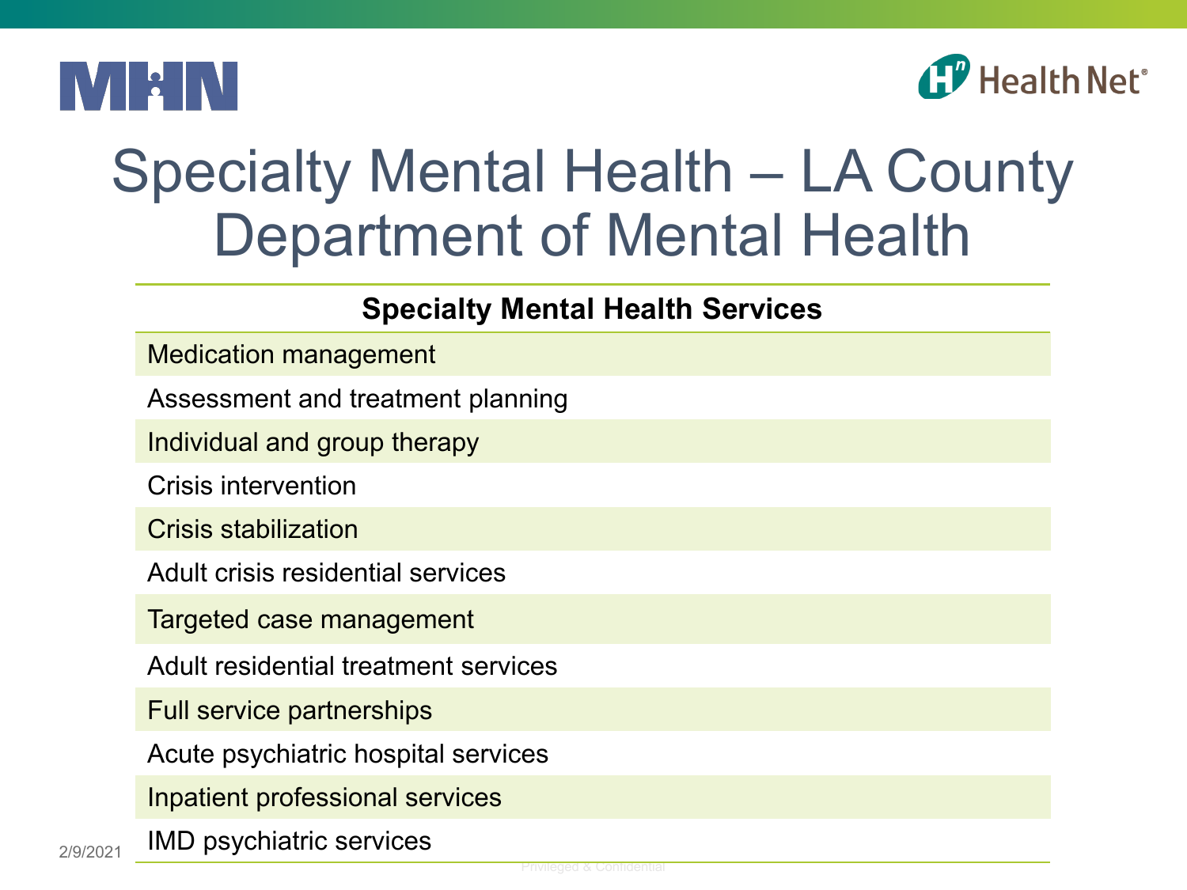# Specialty Mental Health – LA County Department of Mental Health

| Specialty Mental Health Services |
| --- |
| Medication management |
| Assessment and treatment planning |
| Individual and group therapy |
| Crisis intervention |
| Crisis stabilization |
| Adult crisis residential services |
| Targeted case management |
| Adult residential treatment services |
| Full service partnerships |
| Acute psychiatric hospital services |
| Inpatient professional services |
| IMD psychiatric services |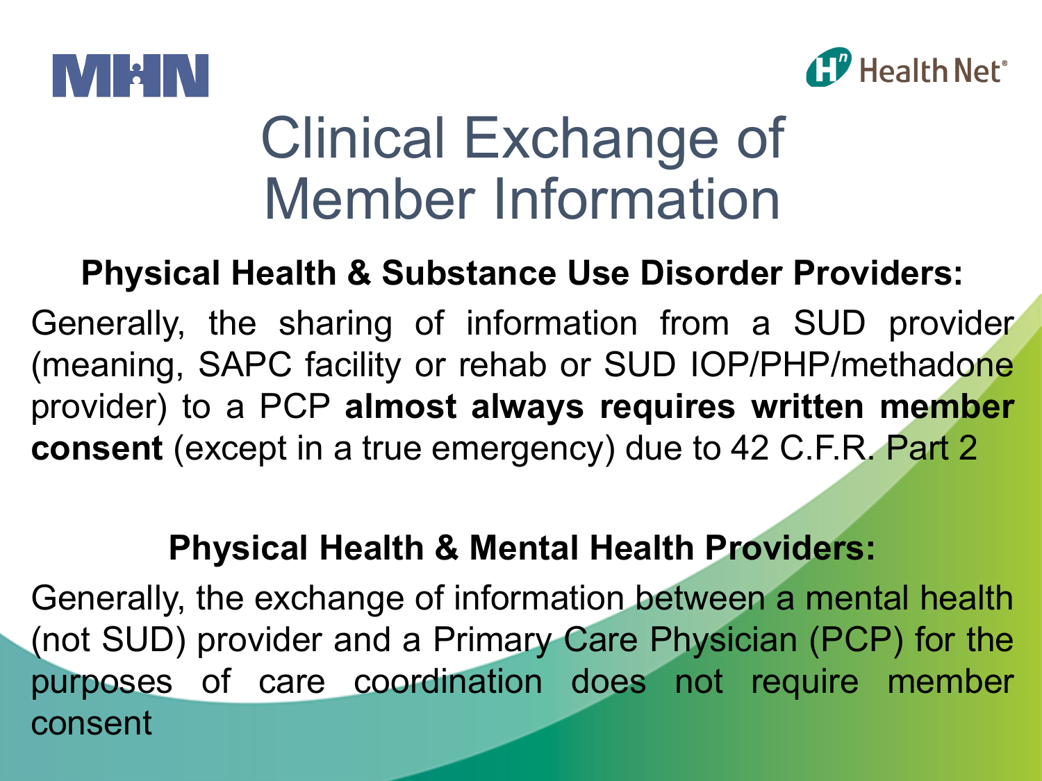# Clinical Exchange of Member Information

### Physical Health & Substance Use Disorder Providers:

Generally, the sharing of information from a SUD provider (meaning, SAPC facility or rehab or SUD IOP/PHP/methadone provider) to a PCP **almost always requires written member consent** (except in a true emergency) due to 42 C.F.R. Part 2

### Physical Health & Mental Health Providers:

Generally, the exchange of information between a mental health (not SUD) provider and a Primary Care Physician (PCP) for the purposes of care coordination does not require member consent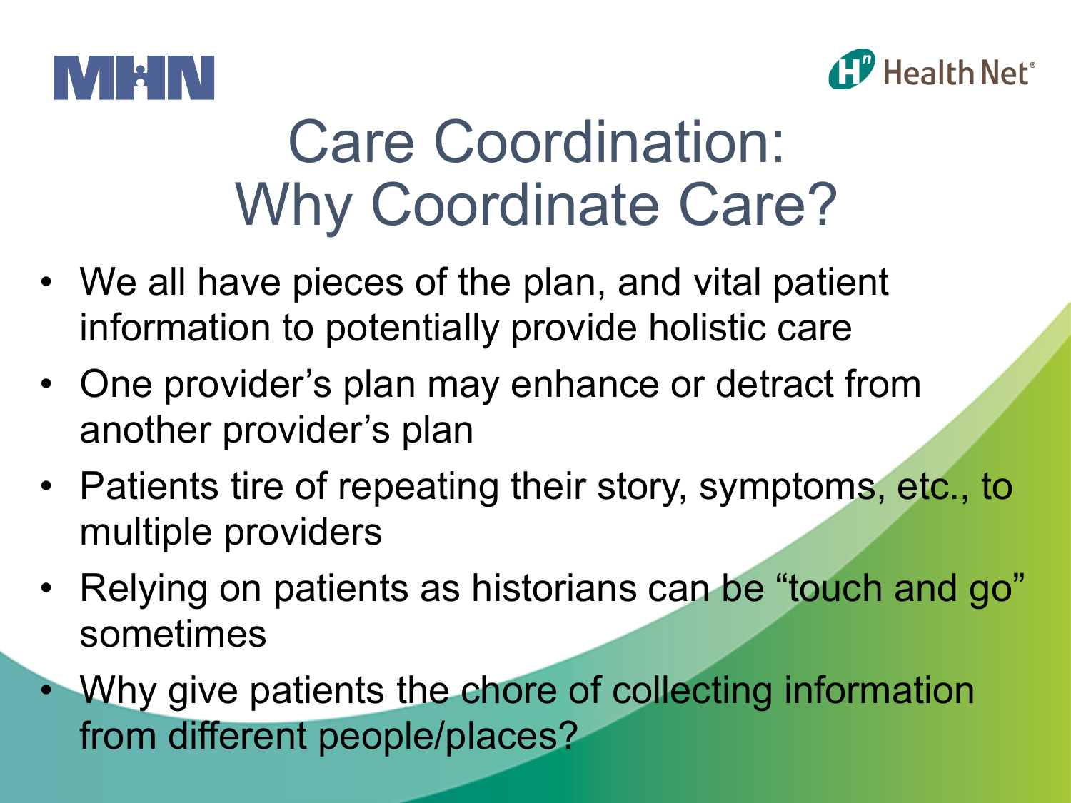# Care Coordination: Why Coordinate Care?

- We all have pieces of the plan, and vital patient information to potentially provide holistic care
- One provider's plan may enhance or detract from another provider's plan
- Patients tire of repeating their story, symptoms, etc., to multiple providers
- Relying on patients as historians can be "touch and go" sometimes
- Why give patients the chore of collecting information from different people/places?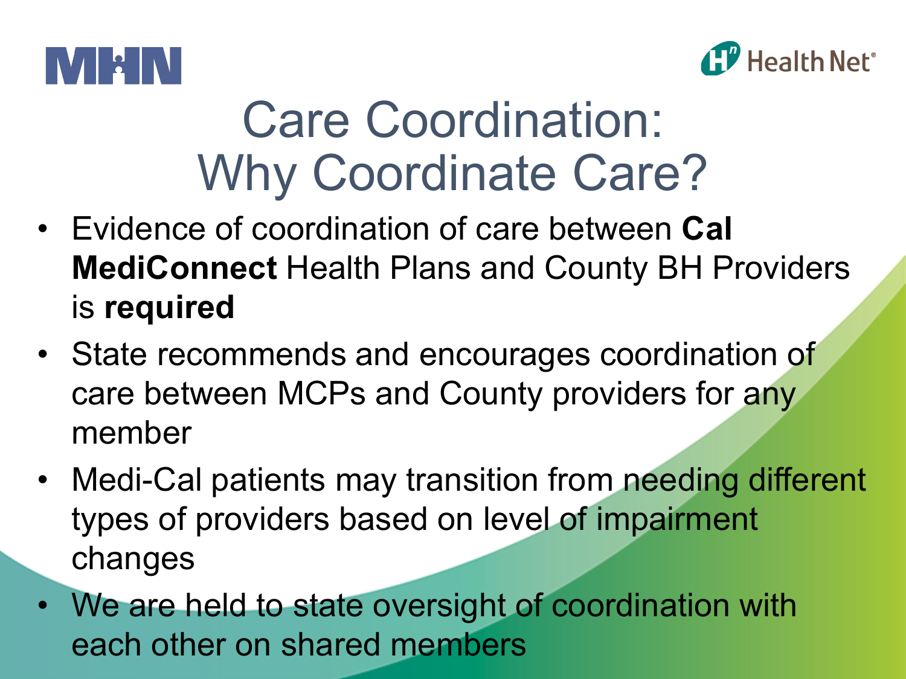# Care Coordination: Why Coordinate Care?

- Evidence of coordination of care between **Cal MediConnect** Health Plans and County BH Providers is **required**
- State recommends and encourages coordination of care between MCPs and County providers for any member
- Medi-Cal patients may transition from needing different types of providers based on level of impairment changes
- We are held to state oversight of coordination with each other on shared members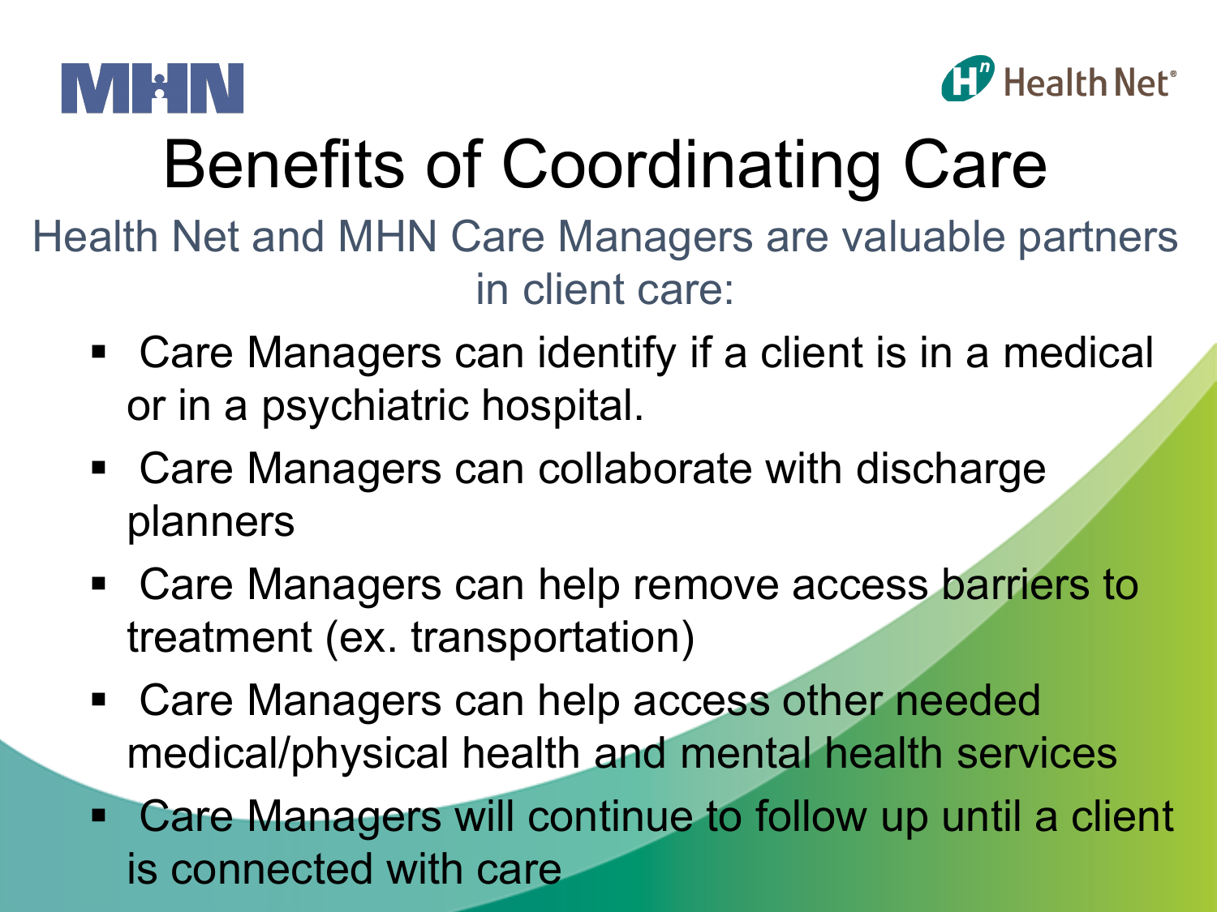# Benefits of Coordinating Care

Health Net and MHN Care Managers are valuable partners in client care:

- Care Managers can identify if a client is in a medical or in a psychiatric hospital.
- Care Managers can collaborate with discharge planners
- Care Managers can help remove access barriers to treatment (ex. transportation)
- Care Managers can help access other needed medical/physical health and mental health services
- Care Managers will continue to follow up until a client is connected with care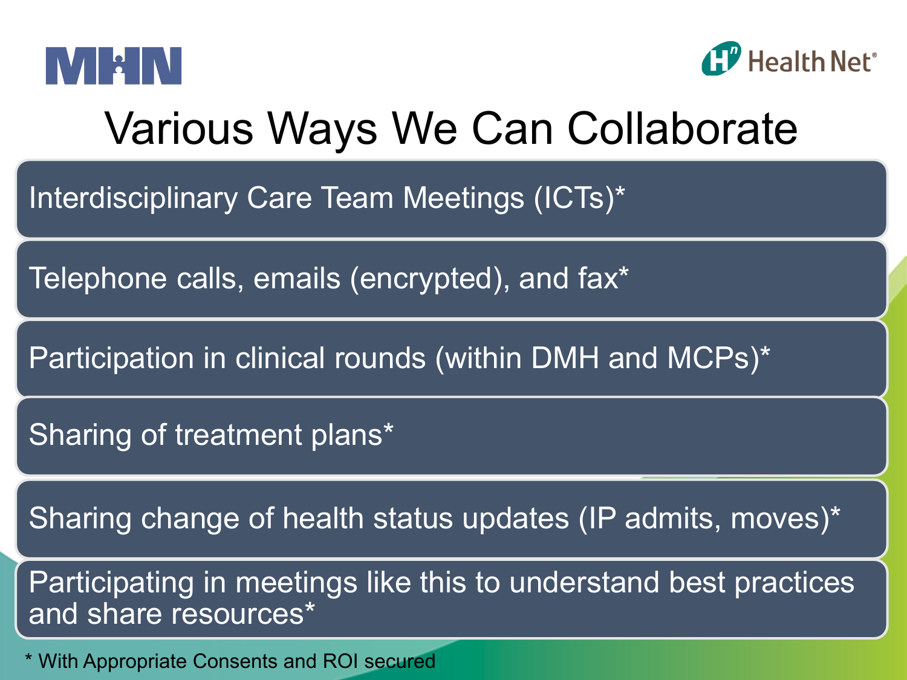# Various Ways We Can Collaborate

- Interdisciplinary Care Team Meetings (ICTs)*
- Telephone calls, emails (encrypted), and fax*
- Participation in clinical rounds (within DMH and MCPs)*
- Sharing of treatment plans*
- Sharing change of health status updates (IP admits, moves)*
- Participating in meetings like this to understand best practices and share resources*

* With Appropriate Consents and ROI secured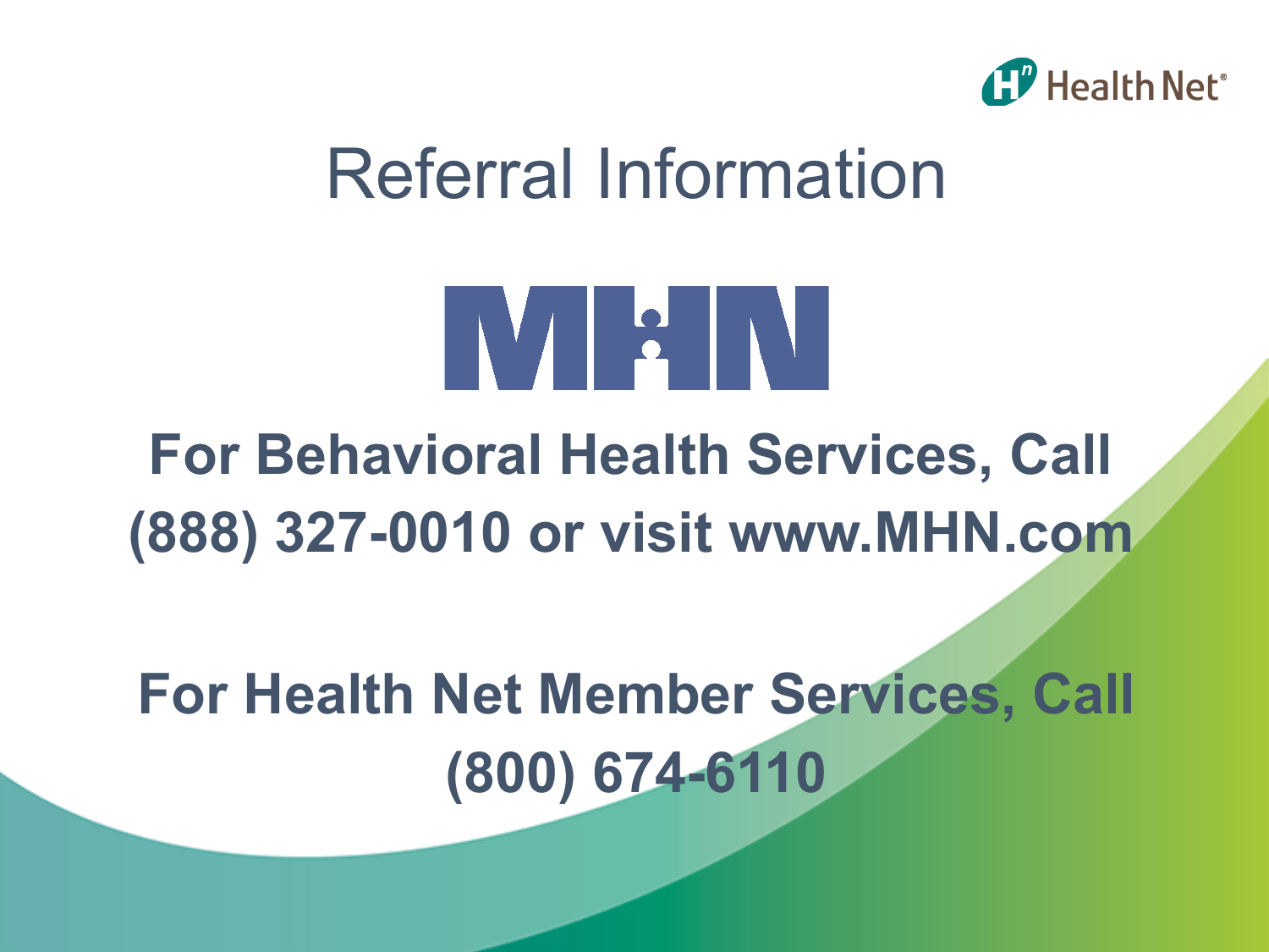Health Net

# Referral Information

MHN

**For Behavioral Health Services, Call (888) 327-0010 or visit www.MHN.com**

**For Health Net Member Services, Call (800) 674-6110**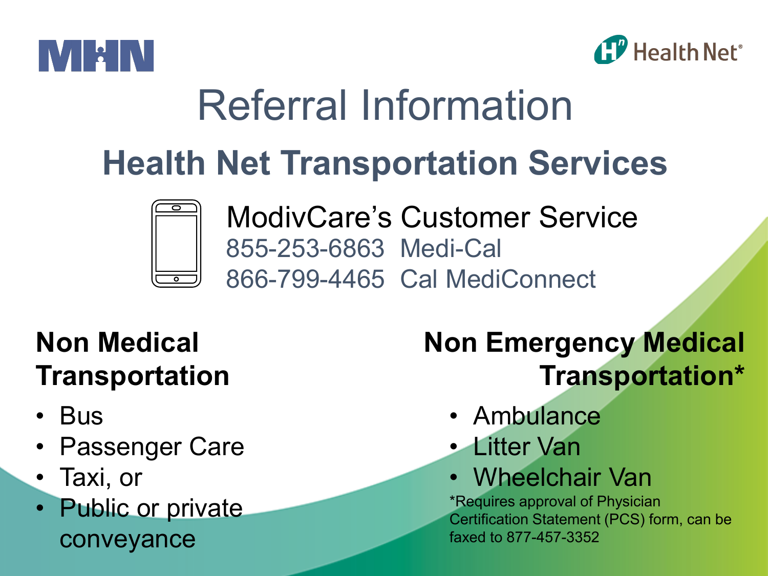# Referral Information

## Health Net Transportation Services

ModivCare's Customer Service
855-253-6863 Medi-Cal
866-799-4465 Cal MediConnect

### Non Medical Transportation

- Bus
- Passenger Care
- Taxi, or
- Public or private conveyance

### Non Emergency Medical Transportation*

- Ambulance
- Litter Van
- Wheelchair Van

*Requires approval of Physician Certification Statement (PCS) form, can be faxed to 877-457-3352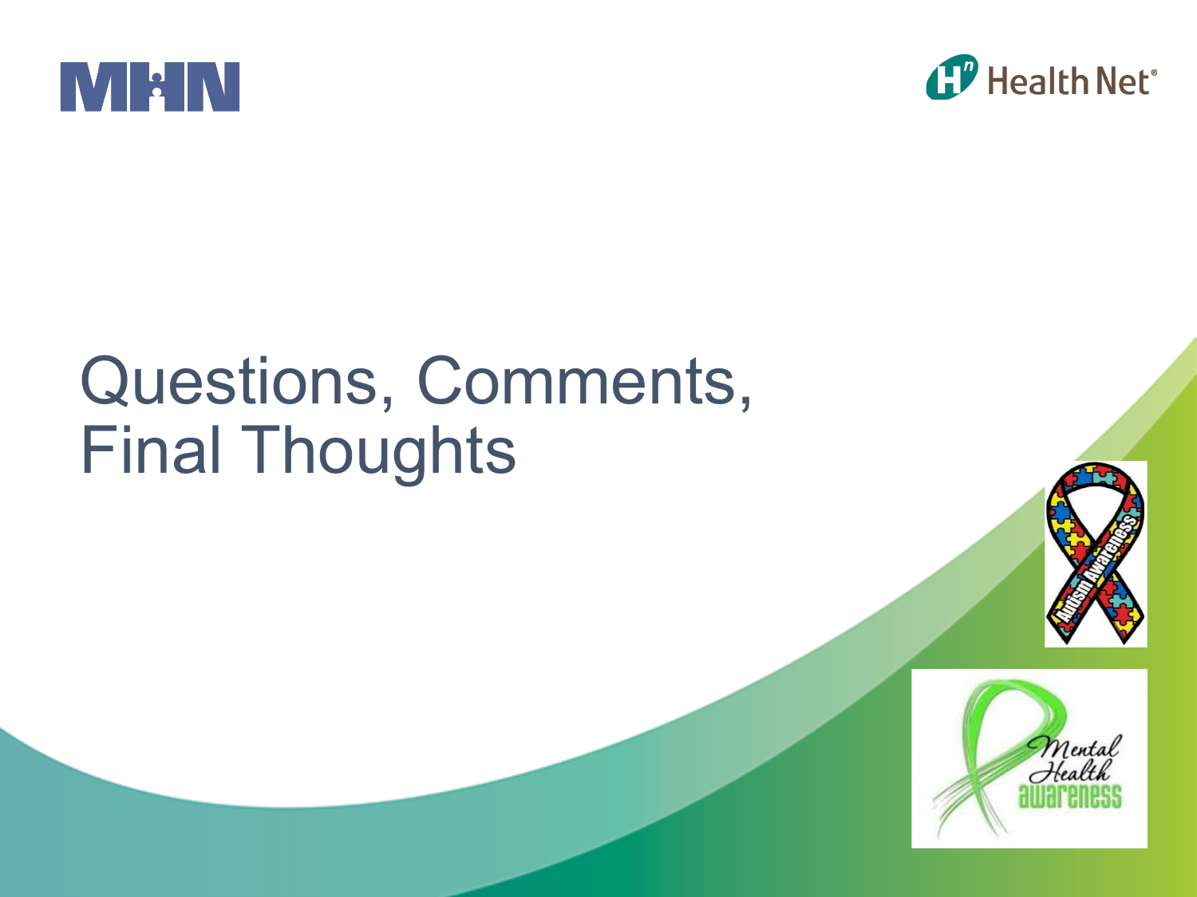# Questions, Comments, Final Thoughts